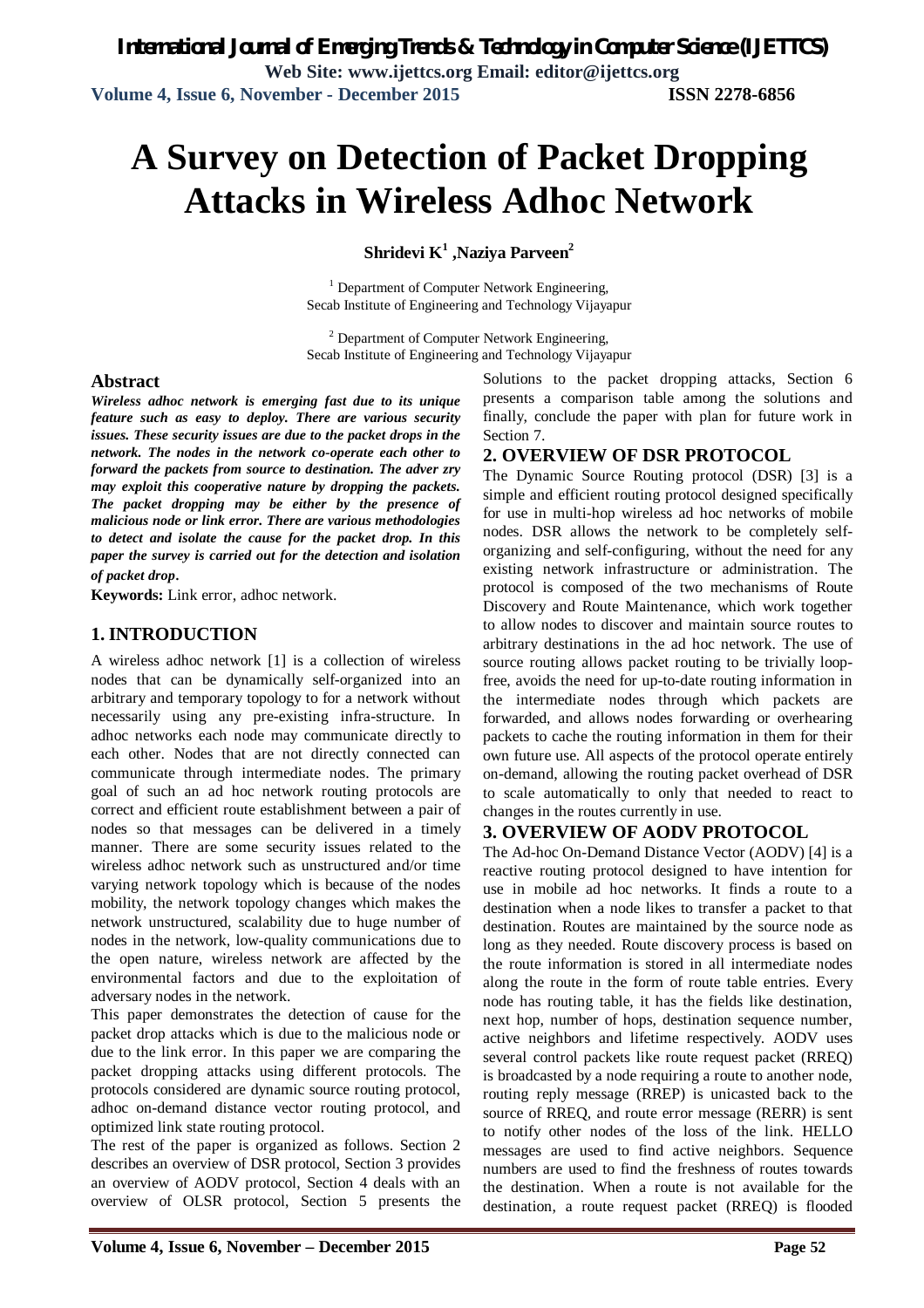# A Survey on Detection of Packet Dropping Attacks in Wireless Adhoc Network

**Shridevi K[1] ,Naziya Parveen[2]**

[1] Department of Computer Network Engineering, Secab Institute of Engineering and Technology Vijayapur

[2] Department of Computer Network Engineering, Secab Institute of Engineering and Technology Vijayapur

## Abstract

***Wireless adhoc network is emerging fast due to its unique feature such as easy to deploy. There are various security issues. These security issues are due to the packet drops in the network. The nodes in the network co-operate each other to forward the packets from source to destination. The adver zry may exploit this cooperative nature by dropping the packets. The packet dropping may be either by the presence of malicious node or link error. There are various methodologies to detect and isolate the cause for the packet drop. In this paper the survey is carried out for the detection and isolation of packet drop.***

**Keywords:** Link error, adhoc network.

## 1. INTRODUCTION

A wireless adhoc network [1] is a collection of wireless nodes that can be dynamically self-organized into an arbitrary and temporary topology to for a network without necessarily using any pre-existing infra-structure. In adhoc networks each node may communicate directly to each other. Nodes that are not directly connected can communicate through intermediate nodes. The primary goal of such an ad hoc network routing protocols are correct and efficient route establishment between a pair of nodes so that messages can be delivered in a timely manner. There are some security issues related to the wireless adhoc network such as unstructured and/or time varying network topology which is because of the nodes mobility, the network topology changes which makes the network unstructured, scalability due to huge number of nodes in the network, low-quality communications due to the open nature, wireless network are affected by the environmental factors and due to the exploitation of adversary nodes in the network.

This paper demonstrates the detection of cause for the packet drop attacks which is due to the malicious node or due to the link error. In this paper we are comparing the packet dropping attacks using different protocols. The protocols considered are dynamic source routing protocol, adhoc on-demand distance vector routing protocol, and optimized link state routing protocol.

The rest of the paper is organized as follows. Section 2 describes an overview of DSR protocol, Section 3 provides an overview of AODV protocol, Section 4 deals with an overview of OLSR protocol, Section 5 presents the Solutions to the packet dropping attacks, Section 6 presents a comparison table among the solutions and finally, conclude the paper with plan for future work in Section 7.

## 2. OVERVIEW OF DSR PROTOCOL

The Dynamic Source Routing protocol (DSR) [3] is a simple and efficient routing protocol designed specifically for use in multi-hop wireless ad hoc networks of mobile nodes. DSR allows the network to be completely self-organizing and self-configuring, without the need for any existing network infrastructure or administration. The protocol is composed of the two mechanisms of Route Discovery and Route Maintenance, which work together to allow nodes to discover and maintain source routes to arbitrary destinations in the ad hoc network. The use of source routing allows packet routing to be trivially loop-free, avoids the need for up-to-date routing information in the intermediate nodes through which packets are forwarded, and allows nodes forwarding or overhearing packets to cache the routing information in them for their own future use. All aspects of the protocol operate entirely on-demand, allowing the routing packet overhead of DSR to scale automatically to only that needed to react to changes in the routes currently in use.

## 3. OVERVIEW OF AODV PROTOCOL

The Ad-hoc On-Demand Distance Vector (AODV) [4] is a reactive routing protocol designed to have intention for use in mobile ad hoc networks. It finds a route to a destination when a node likes to transfer a packet to that destination. Routes are maintained by the source node as long as they needed. Route discovery process is based on the route information is stored in all intermediate nodes along the route in the form of route table entries. Every node has routing table, it has the fields like destination, next hop, number of hops, destination sequence number, active neighbors and lifetime respectively. AODV uses several control packets like route request packet (RREQ) is broadcasted by a node requiring a route to another node, routing reply message (RREP) is unicasted back to the source of RREQ, and route error message (RERR) is sent to notify other nodes of the loss of the link. HELLO messages are used to find active neighbors. Sequence numbers are used to find the freshness of routes towards the destination. When a route is not available for the destination, a route request packet (RREQ) is flooded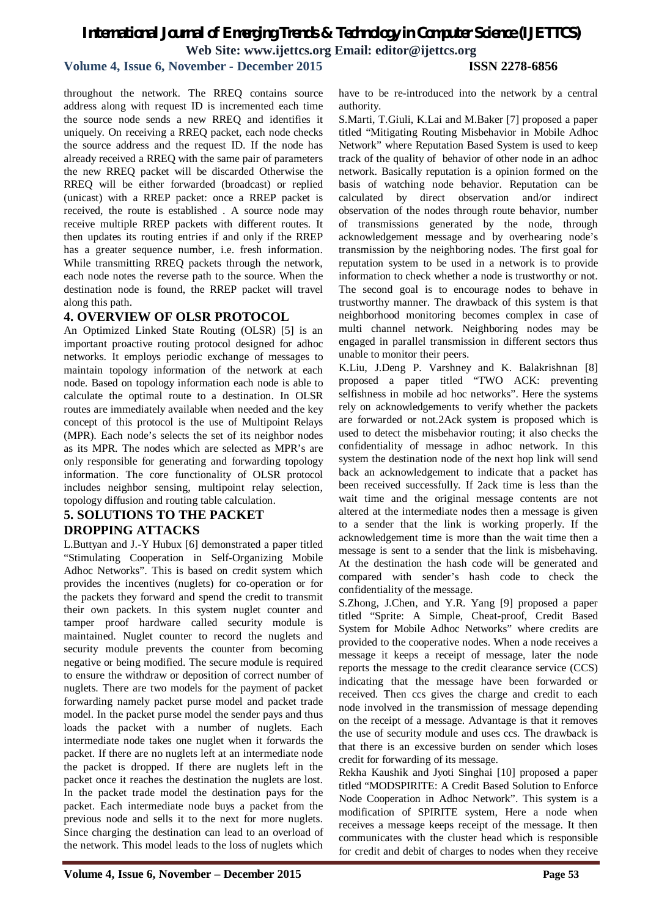throughout the network. The RREQ contains source address along with request ID is incremented each time the source node sends a new RREQ and identifies it uniquely. On receiving a RREQ packet, each node checks the source address and the request ID. If the node has already received a RREQ with the same pair of parameters the new RREQ packet will be discarded Otherwise the RREQ will be either forwarded (broadcast) or replied (unicast) with a RREP packet: once a RREP packet is received, the route is established . A source node may receive multiple RREP packets with different routes. It then updates its routing entries if and only if the RREP has a greater sequence number, i.e. fresh information. While transmitting RREQ packets through the network, each node notes the reverse path to the source. When the destination node is found, the RREP packet will travel along this path.

## 4. OVERVIEW OF OLSR PROTOCOL

An Optimized Linked State Routing (OLSR) [5] is an important proactive routing protocol designed for adhoc networks. It employs periodic exchange of messages to maintain topology information of the network at each node. Based on topology information each node is able to calculate the optimal route to a destination. In OLSR routes are immediately available when needed and the key concept of this protocol is the use of Multipoint Relays (MPR). Each node's selects the set of its neighbor nodes as its MPR. The nodes which are selected as MPR's are only responsible for generating and forwarding topology information. The core functionality of OLSR protocol includes neighbor sensing, multipoint relay selection, topology diffusion and routing table calculation.

## 5. SOLUTIONS TO THE PACKET DROPPING ATTACKS

L.Buttyan and J.-Y Hubux [6] demonstrated a paper titled "Stimulating Cooperation in Self-Organizing Mobile Adhoc Networks". This is based on credit system which provides the incentives (nuglets) for co-operation or for the packets they forward and spend the credit to transmit their own packets. In this system nuglet counter and tamper proof hardware called security module is maintained. Nuglet counter to record the nuglets and security module prevents the counter from becoming negative or being modified. The secure module is required to ensure the withdraw or deposition of correct number of nuglets. There are two models for the payment of packet forwarding namely packet purse model and packet trade model. In the packet purse model the sender pays and thus loads the packet with a number of nuglets. Each intermediate node takes one nuglet when it forwards the packet. If there are no nuglets left at an intermediate node the packet is dropped. If there are nuglets left in the packet once it reaches the destination the nuglets are lost. In the packet trade model the destination pays for the packet. Each intermediate node buys a packet from the previous node and sells it to the next for more nuglets. Since charging the destination can lead to an overload of the network. This model leads to the loss of nuglets which have to be re-introduced into the network by a central authority.

S.Marti, T.Giuli, K.Lai and M.Baker [7] proposed a paper titled "Mitigating Routing Misbehavior in Mobile Adhoc Network" where Reputation Based System is used to keep track of the quality of behavior of other node in an adhoc network. Basically reputation is a opinion formed on the basis of watching node behavior. Reputation can be calculated by direct observation and/or indirect observation of the nodes through route behavior, number of transmissions generated by the node, through acknowledgement message and by overhearing node's transmission by the neighboring nodes. The first goal for reputation system to be used in a network is to provide information to check whether a node is trustworthy or not. The second goal is to encourage nodes to behave in trustworthy manner. The drawback of this system is that neighborhood monitoring becomes complex in case of multi channel network. Neighboring nodes may be engaged in parallel transmission in different sectors thus unable to monitor their peers.

K.Liu, J.Deng P. Varshney and K. Balakrishnan [8] proposed a paper titled "TWO ACK: preventing selfishness in mobile ad hoc networks". Here the systems rely on acknowledgements to verify whether the packets are forwarded or not.2Ack system is proposed which is used to detect the misbehavior routing; it also checks the confidentiality of message in adhoc network. In this system the destination node of the next hop link will send back an acknowledgement to indicate that a packet has been received successfully. If 2ack time is less than the wait time and the original message contents are not altered at the intermediate nodes then a message is given to a sender that the link is working properly. If the acknowledgement time is more than the wait time then a message is sent to a sender that the link is misbehaving. At the destination the hash code will be generated and compared with sender's hash code to check the confidentiality of the message.

S.Zhong, J.Chen, and Y.R. Yang [9] proposed a paper titled "Sprite: A Simple, Cheat-proof, Credit Based System for Mobile Adhoc Networks" where credits are provided to the cooperative nodes. When a node receives a message it keeps a receipt of message, later the node reports the message to the credit clearance service (CCS) indicating that the message have been forwarded or received. Then ccs gives the charge and credit to each node involved in the transmission of message depending on the receipt of a message. Advantage is that it removes the use of security module and uses ccs. The drawback is that there is an excessive burden on sender which loses credit for forwarding of its message.

Rekha Kaushik and Jyoti Singhai [10] proposed a paper titled "MODSPIRITE: A Credit Based Solution to Enforce Node Cooperation in Adhoc Network". This system is a modification of SPIRITE system, Here a node when receives a message keeps receipt of the message. It then communicates with the cluster head which is responsible for credit and debit of charges to nodes when they receive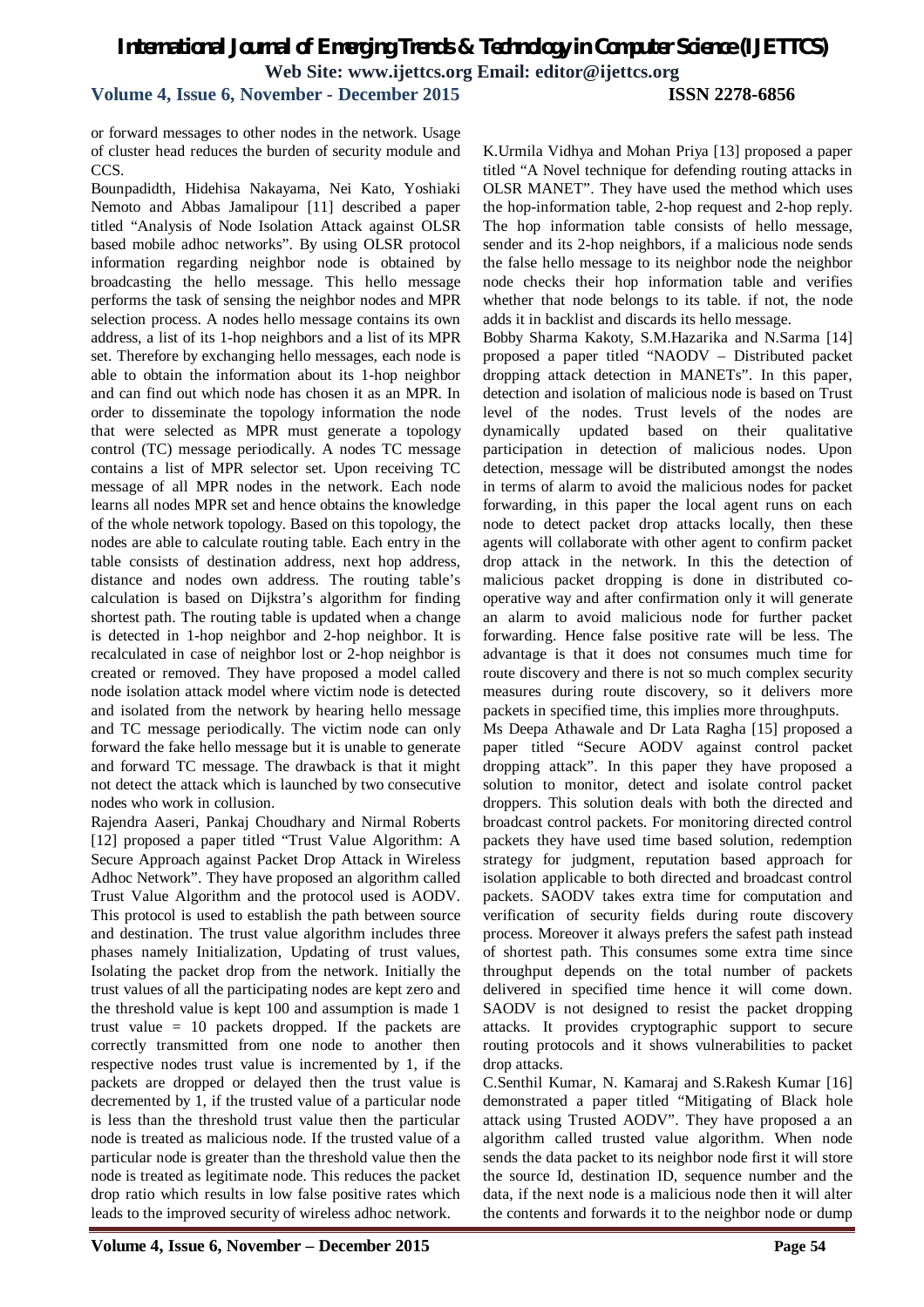or forward messages to other nodes in the network. Usage of cluster head reduces the burden of security module and CCS.

Bounpadidth, Hidehisa Nakayama, Nei Kato, Yoshiaki Nemoto and Abbas Jamalipour [11] described a paper titled "Analysis of Node Isolation Attack against OLSR based mobile adhoc networks". By using OLSR protocol information regarding neighbor node is obtained by broadcasting the hello message. This hello message performs the task of sensing the neighbor nodes and MPR selection process. A nodes hello message contains its own address, a list of its 1-hop neighbors and a list of its MPR set. Therefore by exchanging hello messages, each node is able to obtain the information about its 1-hop neighbor and can find out which node has chosen it as an MPR. In order to disseminate the topology information the node that were selected as MPR must generate a topology control (TC) message periodically. A nodes TC message contains a list of MPR selector set. Upon receiving TC message of all MPR nodes in the network. Each node learns all nodes MPR set and hence obtains the knowledge of the whole network topology. Based on this topology, the nodes are able to calculate routing table. Each entry in the table consists of destination address, next hop address, distance and nodes own address. The routing table's calculation is based on Dijkstra's algorithm for finding shortest path. The routing table is updated when a change is detected in 1-hop neighbor and 2-hop neighbor. It is recalculated in case of neighbor lost or 2-hop neighbor is created or removed. They have proposed a model called node isolation attack model where victim node is detected and isolated from the network by hearing hello message and TC message periodically. The victim node can only forward the fake hello message but it is unable to generate and forward TC message. The drawback is that it might not detect the attack which is launched by two consecutive nodes who work in collusion.

Rajendra Aaseri, Pankaj Choudhary and Nirmal Roberts [12] proposed a paper titled "Trust Value Algorithm: A Secure Approach against Packet Drop Attack in Wireless Adhoc Network". They have proposed an algorithm called Trust Value Algorithm and the protocol used is AODV. This protocol is used to establish the path between source and destination. The trust value algorithm includes three phases namely Initialization, Updating of trust values, Isolating the packet drop from the network. Initially the trust values of all the participating nodes are kept zero and the threshold value is kept 100 and assumption is made 1 trust value = 10 packets dropped. If the packets are correctly transmitted from one node to another then respective nodes trust value is incremented by 1, if the packets are dropped or delayed then the trust value is decremented by 1, if the trusted value of a particular node is less than the threshold trust value then the particular node is treated as malicious node. If the trusted value of a particular node is greater than the threshold value then the node is treated as legitimate node. This reduces the packet drop ratio which results in low false positive rates which leads to the improved security of wireless adhoc network.

K.Urmila Vidhya and Mohan Priya [13] proposed a paper titled "A Novel technique for defending routing attacks in OLSR MANET". They have used the method which uses the hop-information table, 2-hop request and 2-hop reply. The hop information table consists of hello message, sender and its 2-hop neighbors, if a malicious node sends the false hello message to its neighbor node the neighbor node checks their hop information table and verifies whether that node belongs to its table. if not, the node adds it in backlist and discards its hello message.

Bobby Sharma Kakoty, S.M.Hazarika and N.Sarma [14] proposed a paper titled "NAODV – Distributed packet dropping attack detection in MANETs". In this paper, detection and isolation of malicious node is based on Trust level of the nodes. Trust levels of the nodes are dynamically updated based on their qualitative participation in detection of malicious nodes. Upon detection, message will be distributed amongst the nodes in terms of alarm to avoid the malicious nodes for packet forwarding, in this paper the local agent runs on each node to detect packet drop attacks locally, then these agents will collaborate with other agent to confirm packet drop attack in the network. In this the detection of malicious packet dropping is done in distributed co-operative way and after confirmation only it will generate an alarm to avoid malicious node for further packet forwarding. Hence false positive rate will be less. The advantage is that it does not consumes much time for route discovery and there is not so much complex security measures during route discovery, so it delivers more packets in specified time, this implies more throughputs.

Ms Deepa Athawale and Dr Lata Ragha [15] proposed a paper titled "Secure AODV against control packet dropping attack". In this paper they have proposed a solution to monitor, detect and isolate control packet droppers. This solution deals with both the directed and broadcast control packets. For monitoring directed control packets they have used time based solution, redemption strategy for judgment, reputation based approach for isolation applicable to both directed and broadcast control packets. SAODV takes extra time for computation and verification of security fields during route discovery process. Moreover it always prefers the safest path instead of shortest path. This consumes some extra time since throughput depends on the total number of packets delivered in specified time hence it will come down. SAODV is not designed to resist the packet dropping attacks. It provides cryptographic support to secure routing protocols and it shows vulnerabilities to packet drop attacks.

C.Senthil Kumar, N. Kamaraj and S.Rakesh Kumar [16] demonstrated a paper titled "Mitigating of Black hole attack using Trusted AODV". They have proposed a an algorithm called trusted value algorithm. When node sends the data packet to its neighbor node first it will store the source Id, destination ID, sequence number and the data, if the next node is a malicious node then it will alter the contents and forwards it to the neighbor node or dump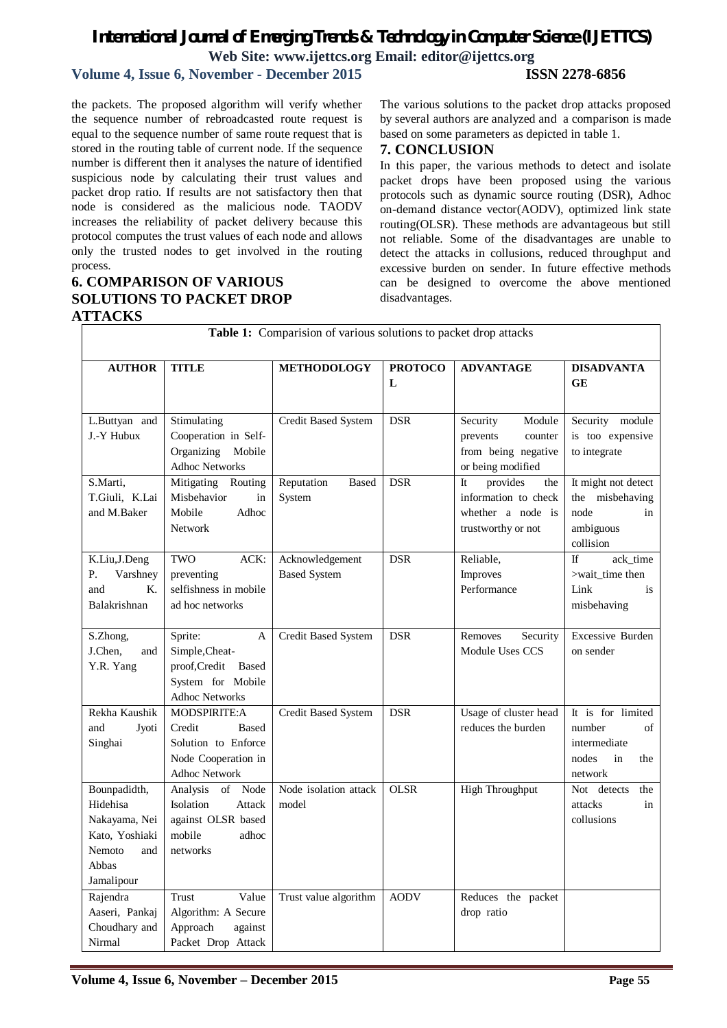the packets. The proposed algorithm will verify whether the sequence number of rebroadcasted route request is equal to the sequence number of same route request that is stored in the routing table of current node. If the sequence number is different then it analyses the nature of identified suspicious node by calculating their trust values and packet drop ratio. If results are not satisfactory then that node is considered as the malicious node. TAODV increases the reliability of packet delivery because this protocol computes the trust values of each node and allows only the trusted nodes to get involved in the routing process.

## 6. COMPARISON OF VARIOUS SOLUTIONS TO PACKET DROP ATTACKS

The various solutions to the packet drop attacks proposed by several authors are analyzed and a comparison is made based on some parameters as depicted in table 1.

## 7. CONCLUSION

In this paper, the various methods to detect and isolate packet drops have been proposed using the various protocols such as dynamic source routing (DSR), Adhoc on-demand distance vector(AODV), optimized link state routing(OLSR). These methods are advantageous but still not reliable. Some of the disadvantages are unable to detect the attacks in collusions, reduced throughput and excessive burden on sender. In future effective methods can be designed to overcome the above mentioned disadvantages.

**Table 1:** Comparision of various solutions to packet drop attacks

| AUTHOR | TITLE | METHODOLOGY | PROTOCOL | ADVANTAGE | DISADVANTAGE |
|---|---|---|---|---|---|
| L.Buttyan and J.-Y Hubux | Stimulating Cooperation in Self-Organizing Mobile Adhoc Networks | Credit Based System | DSR | Security Module prevents counter from being negative or being modified | Security module is too expensive to integrate |
| S.Marti, T.Giuli, K.Lai and M.Baker | Mitigating Routing Misbehavior in Mobile Adhoc Network | Reputation Based System | DSR | It provides the information to check whether a node is trustworthy or not | It might not detect the misbehaving node in ambiguous collision |
| K.Liu,J.Deng P. Varshney and K. Balakrishnan | TWO ACK: preventing selfishness in mobile ad hoc networks | Acknowledgement Based System | DSR | Reliable, Improves Performance | If ack_time >wait_time then Link is misbehaving |
| S.Zhong, J.Chen, and Y.R. Yang | Sprite: A Simple,Cheat-proof,Credit Based System for Mobile Adhoc Networks | Credit Based System | DSR | Removes Security Module Uses CCS | Excessive Burden on sender |
| Rekha Kaushik and Jyoti Singhai | MODSPIRITE:A Credit Based Solution to Enforce Node Cooperation in Adhoc Network | Credit Based System | DSR | Usage of cluster head reduces the burden | It is for limited number of intermediate nodes in the network |
| Bounpadidth, Hidehisa Nakayama, Nei Kato, Yoshiaki Nemoto and Abbas Jamalipour | Analysis of Node Isolation Attack against OLSR based mobile adhoc networks | Node isolation attack model | OLSR | High Throughput | Not detects the attacks in collusions |
| Rajendra Aaseri, Pankaj Choudhary and Nirmal | Trust Value Algorithm: A Secure Approach against Packet Drop Attack | Trust value algorithm | AODV | Reduces the packet drop ratio | |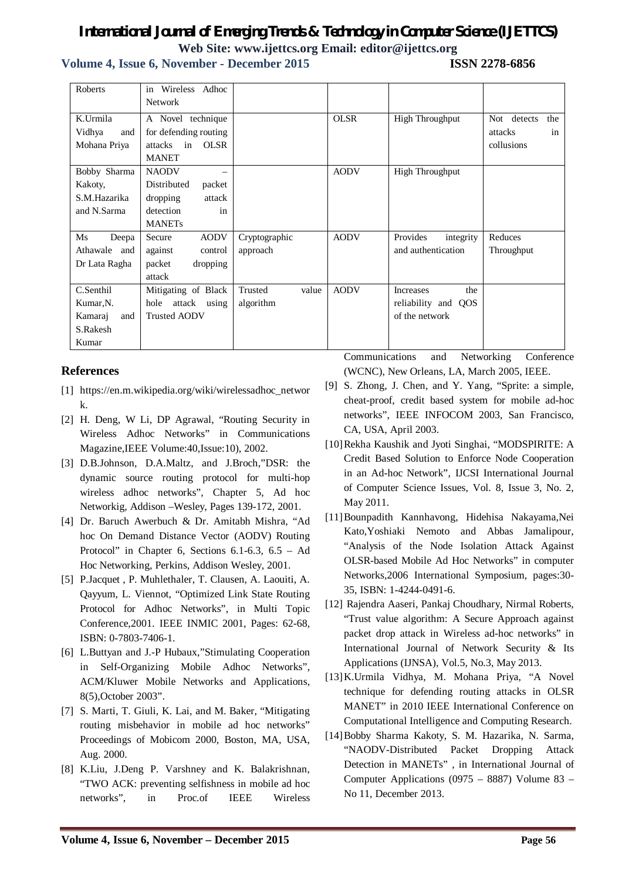| | | | | | |
|---|---|---|---|---|---|
| Roberts | in Wireless Adhoc Network | | | | |
| K.Urmila Vidhya and Mohana Priya | A Novel technique for defending routing attacks in OLSR MANET | | OLSR | High Throughput | Not detects the attacks in collusions |
| Bobby Sharma Kakoty, S.M.Hazarika and N.Sarma | NAODV – Distributed packet dropping attack detection in MANETs | | AODV | High Throughput | |
| Ms Deepa Athawale and Dr Lata Ragha | Secure AODV against control packet dropping attack | Cryptographic approach | AODV | Provides integrity and authentication | Reduces Throughput |
| C.Senthil Kumar,N. Kamaraj and S.Rakesh Kumar | Mitigating of Black hole attack using Trusted AODV | Trusted value algorithm | AODV | Increases the reliability and QOS of the network | |

## References

[1] https://en.m.wikipedia.org/wiki/wirelessadhoc_network.

[2] H. Deng, W Li, DP Agrawal, "Routing Security in Wireless Adhoc Networks" in Communications Magazine,IEEE Volume:40,Issue:10), 2002.

[3] D.B.Johnson, D.A.Maltz, and J.Broch,"DSR: the dynamic source routing protocol for multi-hop wireless adhoc networks", Chapter 5, Ad hoc Networkig, Addison –Wesley, Pages 139-172, 2001.

[4] Dr. Baruch Awerbuch & Dr. Amitabh Mishra, "Ad hoc On Demand Distance Vector (AODV) Routing Protocol" in Chapter 6, Sections 6.1-6.3, 6.5 – Ad Hoc Networking, Perkins, Addison Wesley, 2001.

[5] P.Jacquet , P. Muhlethaler, T. Clausen, A. Laouiti, A. Qayyum, L. Viennot, "Optimized Link State Routing Protocol for Adhoc Networks", in Multi Topic Conference,2001. IEEE INMIC 2001, Pages: 62-68, ISBN: 0-7803-7406-1.

[6] L.Buttyan and J.-P Hubaux,"Stimulating Cooperation in Self-Organizing Mobile Adhoc Networks", ACM/Kluwer Mobile Networks and Applications, 8(5),October 2003".

[7] S. Marti, T. Giuli, K. Lai, and M. Baker, "Mitigating routing misbehavior in mobile ad hoc networks" Proceedings of Mobicom 2000, Boston, MA, USA, Aug. 2000.

[8] K.Liu, J.Deng P. Varshney and K. Balakrishnan, "TWO ACK: preventing selfishness in mobile ad hoc networks", in Proc.of IEEE Wireless Communications and Networking Conference (WCNC), New Orleans, LA, March 2005, IEEE.

[9] S. Zhong, J. Chen, and Y. Yang, "Sprite: a simple, cheat-proof, credit based system for mobile ad-hoc networks", IEEE INFOCOM 2003, San Francisco, CA, USA, April 2003.

[10] Rekha Kaushik and Jyoti Singhai, "MODSPIRITE: A Credit Based Solution to Enforce Node Cooperation in an Ad-hoc Network", IJCSI International Journal of Computer Science Issues, Vol. 8, Issue 3, No. 2, May 2011.

[11] Bounpadith Kannhavong, Hidehisa Nakayama,Nei Kato,Yoshiaki Nemoto and Abbas Jamalipour, "Analysis of the Node Isolation Attack Against OLSR-based Mobile Ad Hoc Networks" in computer Networks,2006 International Symposium, pages:30-35, ISBN: 1-4244-0491-6.

[12] Rajendra Aaseri, Pankaj Choudhary, Nirmal Roberts, "Trust value algorithm: A Secure Approach against packet drop attack in Wireless ad-hoc networks" in International Journal of Network Security & Its Applications (IJNSA), Vol.5, No.3, May 2013.

[13] K.Urmila Vidhya, M. Mohana Priya, "A Novel technique for defending routing attacks in OLSR MANET" in 2010 IEEE International Conference on Computational Intelligence and Computing Research.

[14] Bobby Sharma Kakoty, S. M. Hazarika, N. Sarma, "NAODV-Distributed Packet Dropping Attack Detection in MANETs" , in International Journal of Computer Applications (0975 – 8887) Volume 83 – No 11, December 2013.